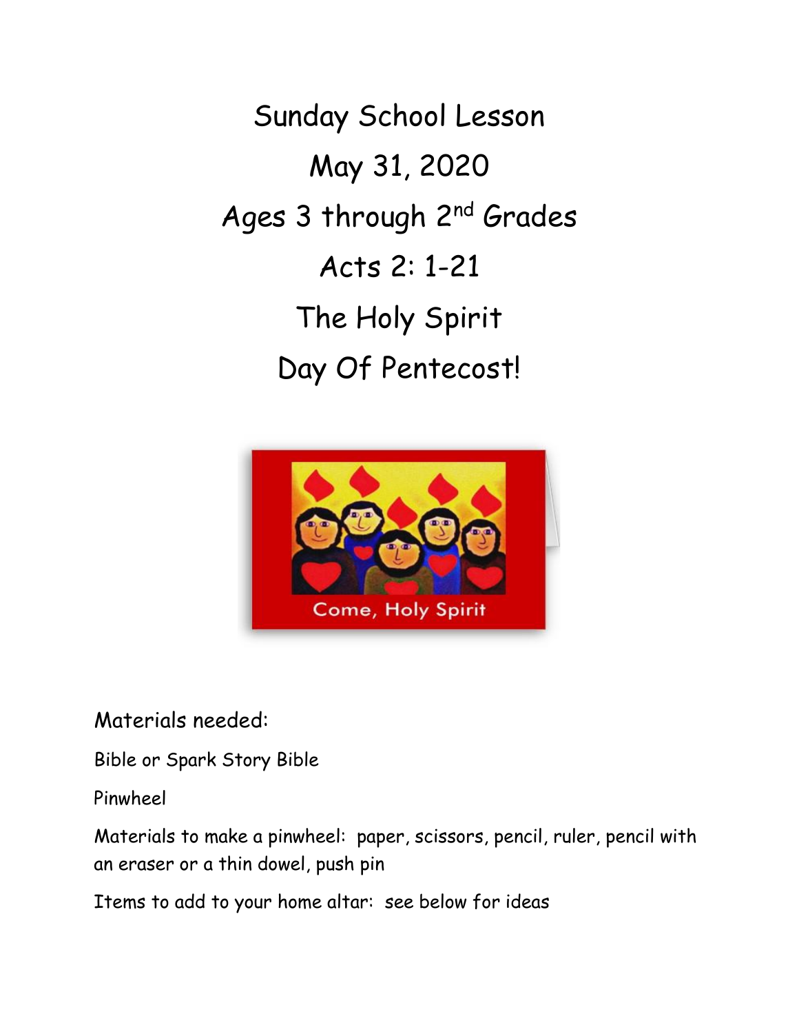# Sunday School Lesson

# May 31, 2020

# Ages 3 through 2nd Grades

# Acts 2: 1-21

# The Holy Spirit

# Day Of Pentecost!

Materials needed:

Bible or Spark Story Bible

Pinwheel

Materials to make a pinwheel: paper, scissors, pencil, ruler, pencil with an eraser or a thin dowel, push pin

Items to add to your home altar: see below for ideas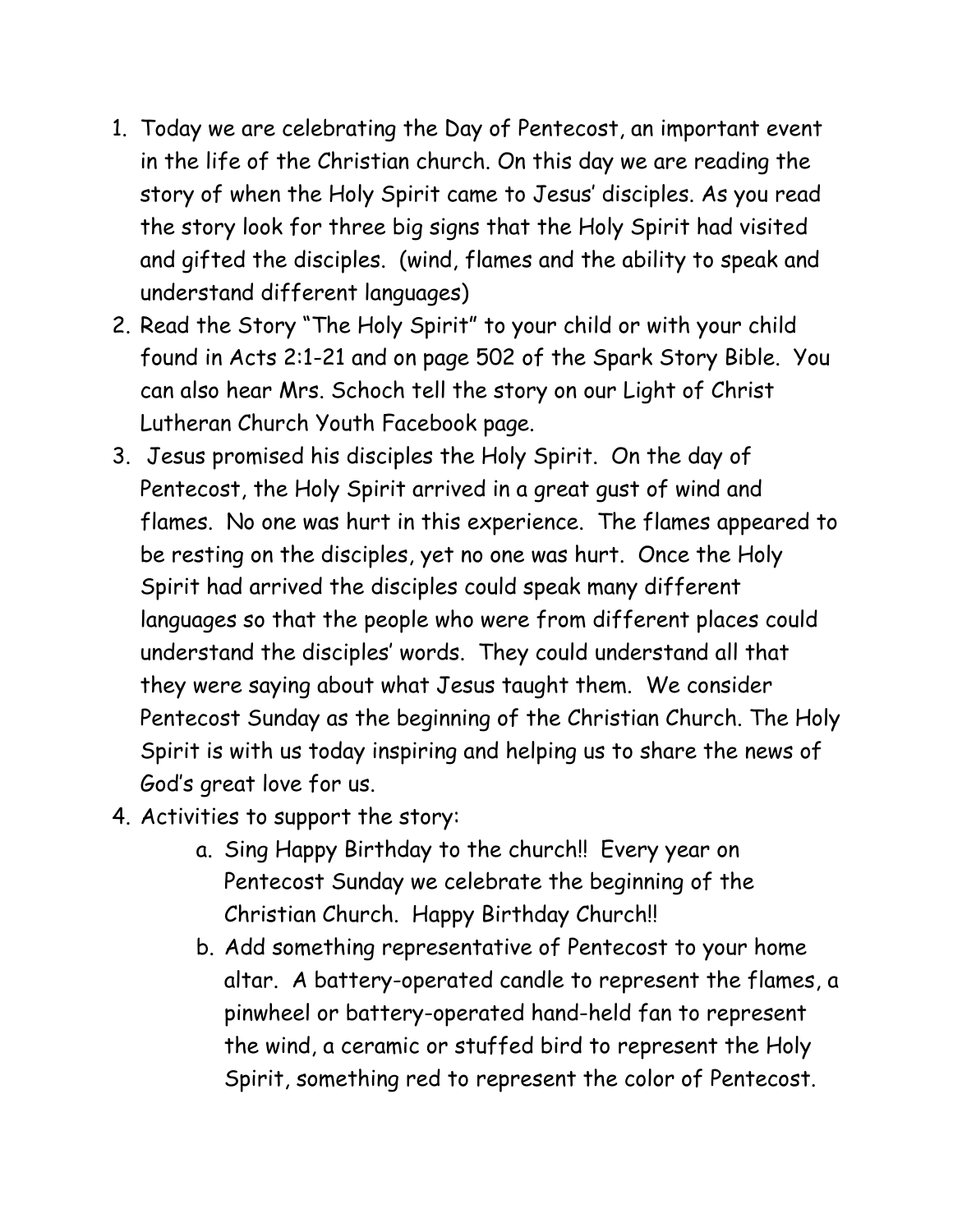1. Today we are celebrating the Day of Pentecost, an important event in the life of the Christian church. On this day we are reading the story of when the Holy Spirit came to Jesus' disciples. As you read the story look for three big signs that the Holy Spirit had visited and gifted the disciples. (wind, flames and the ability to speak and understand different languages)
2. Read the Story "The Holy Spirit" to your child or with your child found in Acts 2:1-21 and on page 502 of the Spark Story Bible. You can also hear Mrs. Schoch tell the story on our Light of Christ Lutheran Church Youth Facebook page.
3. Jesus promised his disciples the Holy Spirit. On the day of Pentecost, the Holy Spirit arrived in a great gust of wind and flames. No one was hurt in this experience. The flames appeared to be resting on the disciples, yet no one was hurt. Once the Holy Spirit had arrived the disciples could speak many different languages so that the people who were from different places could understand the disciples' words. They could understand all that they were saying about what Jesus taught them. We consider Pentecost Sunday as the beginning of the Christian Church. The Holy Spirit is with us today inspiring and helping us to share the news of God's great love for us.
4. Activities to support the story:
   a. Sing Happy Birthday to the church!! Every year on Pentecost Sunday we celebrate the beginning of the Christian Church. Happy Birthday Church!!
   b. Add something representative of Pentecost to your home altar. A battery-operated candle to represent the flames, a pinwheel or battery-operated hand-held fan to represent the wind, a ceramic or stuffed bird to represent the Holy Spirit, something red to represent the color of Pentecost.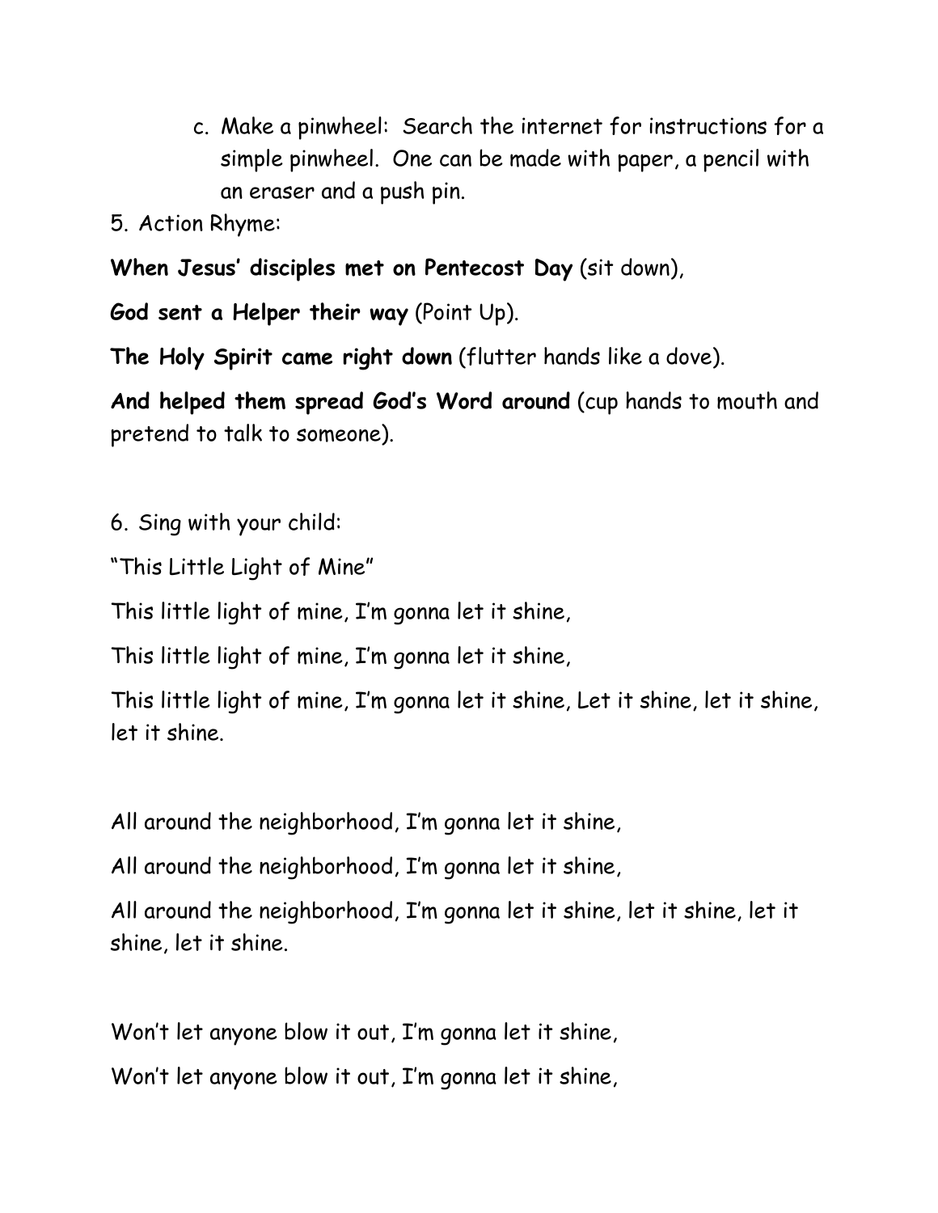c. Make a pinwheel: Search the internet for instructions for a simple pinwheel. One can be made with paper, a pencil with an eraser and a push pin.

5. Action Rhyme:

**When Jesus' disciples met on Pentecost Day** (sit down),

**God sent a Helper their way** (Point Up).

**The Holy Spirit came right down** (flutter hands like a dove).

**And helped them spread God's Word around** (cup hands to mouth and pretend to talk to someone).

6. Sing with your child:

"This Little Light of Mine"

This little light of mine, I'm gonna let it shine,

This little light of mine, I'm gonna let it shine,

This little light of mine, I'm gonna let it shine, Let it shine, let it shine, let it shine.

All around the neighborhood, I'm gonna let it shine,

All around the neighborhood, I'm gonna let it shine,

All around the neighborhood, I'm gonna let it shine, let it shine, let it shine, let it shine.

Won't let anyone blow it out, I'm gonna let it shine,

Won't let anyone blow it out, I'm gonna let it shine,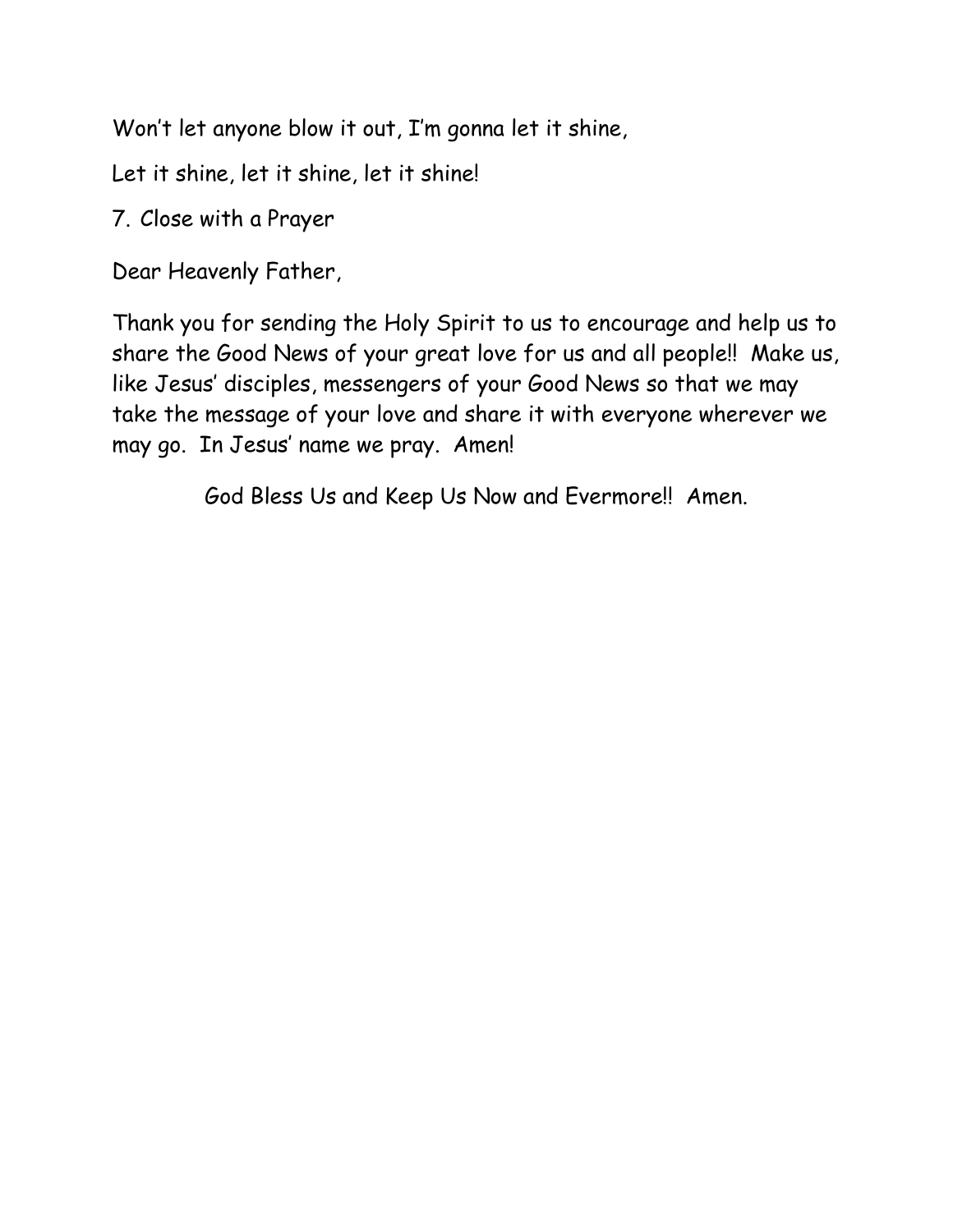Won't let anyone blow it out, I'm gonna let it shine,

Let it shine, let it shine, let it shine!

7. Close with a Prayer

Dear Heavenly Father,

Thank you for sending the Holy Spirit to us to encourage and help us to share the Good News of your great love for us and all people!! Make us, like Jesus' disciples, messengers of your Good News so that we may take the message of your love and share it with everyone wherever we may go. In Jesus' name we pray. Amen!

God Bless Us and Keep Us Now and Evermore!! Amen.